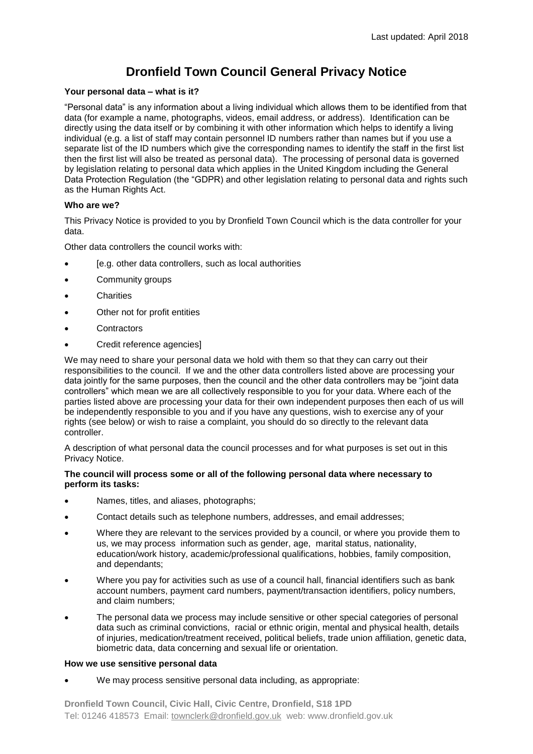Last updated: April 2018

# Dronfield Town Council General Privacy Notice

**Your personal data – what is it?**

"Personal data" is any information about a living individual which allows them to be identified from that data (for example a name, photographs, videos, email address, or address). Identification can be directly using the data itself or by combining it with other information which helps to identify a living individual (e.g. a list of staff may contain personnel ID numbers rather than names but if you use a separate list of the ID numbers which give the corresponding names to identify the staff in the first list then the first list will also be treated as personal data). The processing of personal data is governed by legislation relating to personal data which applies in the United Kingdom including the General Data Protection Regulation (the "GDPR) and other legislation relating to personal data and rights such as the Human Rights Act.

**Who are we?**

This Privacy Notice is provided to you by Dronfield Town Council which is the data controller for your data.

Other data controllers the council works with:

- [e.g. other data controllers, such as local authorities
- Community groups
- Charities
- Other not for profit entities
- Contractors
- Credit reference agencies]

We may need to share your personal data we hold with them so that they can carry out their responsibilities to the council. If we and the other data controllers listed above are processing your data jointly for the same purposes, then the council and the other data controllers may be "joint data controllers" which mean we are all collectively responsible to you for your data. Where each of the parties listed above are processing your data for their own independent purposes then each of us will be independently responsible to you and if you have any questions, wish to exercise any of your rights (see below) or wish to raise a complaint, you should do so directly to the relevant data controller.

A description of what personal data the council processes and for what purposes is set out in this Privacy Notice.

**The council will process some or all of the following personal data where necessary to perform its tasks:**

- Names, titles, and aliases, photographs;
- Contact details such as telephone numbers, addresses, and email addresses;
- Where they are relevant to the services provided by a council, or where you provide them to us, we may process information such as gender, age, marital status, nationality, education/work history, academic/professional qualifications, hobbies, family composition, and dependants;
- Where you pay for activities such as use of a council hall, financial identifiers such as bank account numbers, payment card numbers, payment/transaction identifiers, policy numbers, and claim numbers;
- The personal data we process may include sensitive or other special categories of personal data such as criminal convictions, racial or ethnic origin, mental and physical health, details of injuries, medication/treatment received, political beliefs, trade union affiliation, genetic data, biometric data, data concerning and sexual life or orientation.

**How we use sensitive personal data**

- We may process sensitive personal data including, as appropriate:

Dronfield Town Council, Civic Hall, Civic Centre, Dronfield, S18 1PD
Tel: 01246 418573 Email: townclerk@dronfield.gov.uk web: www.dronfield.gov.uk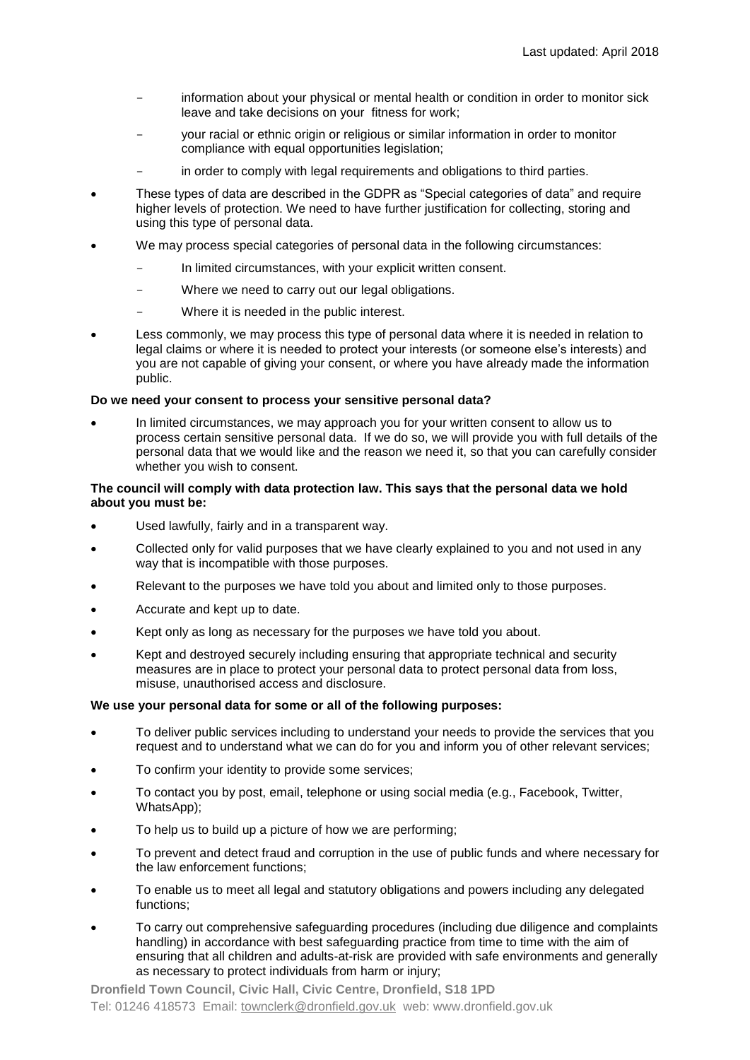- information about your physical or mental health or condition in order to monitor sick leave and take decisions on your fitness for work;
- your racial or ethnic origin or religious or similar information in order to monitor compliance with equal opportunities legislation;
- in order to comply with legal requirements and obligations to third parties.

- These types of data are described in the GDPR as "Special categories of data" and require higher levels of protection. We need to have further justification for collecting, storing and using this type of personal data.
- We may process special categories of personal data in the following circumstances:
  - In limited circumstances, with your explicit written consent.
  - Where we need to carry out our legal obligations.
  - Where it is needed in the public interest.
- Less commonly, we may process this type of personal data where it is needed in relation to legal claims or where it is needed to protect your interests (or someone else's interests) and you are not capable of giving your consent, or where you have already made the information public.

**Do we need your consent to process your sensitive personal data?**

- In limited circumstances, we may approach you for your written consent to allow us to process certain sensitive personal data. If we do so, we will provide you with full details of the personal data that we would like and the reason we need it, so that you can carefully consider whether you wish to consent.

**The council will comply with data protection law. This says that the personal data we hold about you must be:**

- Used lawfully, fairly and in a transparent way.
- Collected only for valid purposes that we have clearly explained to you and not used in any way that is incompatible with those purposes.
- Relevant to the purposes we have told you about and limited only to those purposes.
- Accurate and kept up to date.
- Kept only as long as necessary for the purposes we have told you about.
- Kept and destroyed securely including ensuring that appropriate technical and security measures are in place to protect your personal data to protect personal data from loss, misuse, unauthorised access and disclosure.

**We use your personal data for some or all of the following purposes:**

- To deliver public services including to understand your needs to provide the services that you request and to understand what we can do for you and inform you of other relevant services;
- To confirm your identity to provide some services;
- To contact you by post, email, telephone or using social media (e.g., Facebook, Twitter, WhatsApp);
- To help us to build up a picture of how we are performing;
- To prevent and detect fraud and corruption in the use of public funds and where necessary for the law enforcement functions;
- To enable us to meet all legal and statutory obligations and powers including any delegated functions;
- To carry out comprehensive safeguarding procedures (including due diligence and complaints handling) in accordance with best safeguarding practice from time to time with the aim of ensuring that all children and adults-at-risk are provided with safe environments and generally as necessary to protect individuals from harm or injury;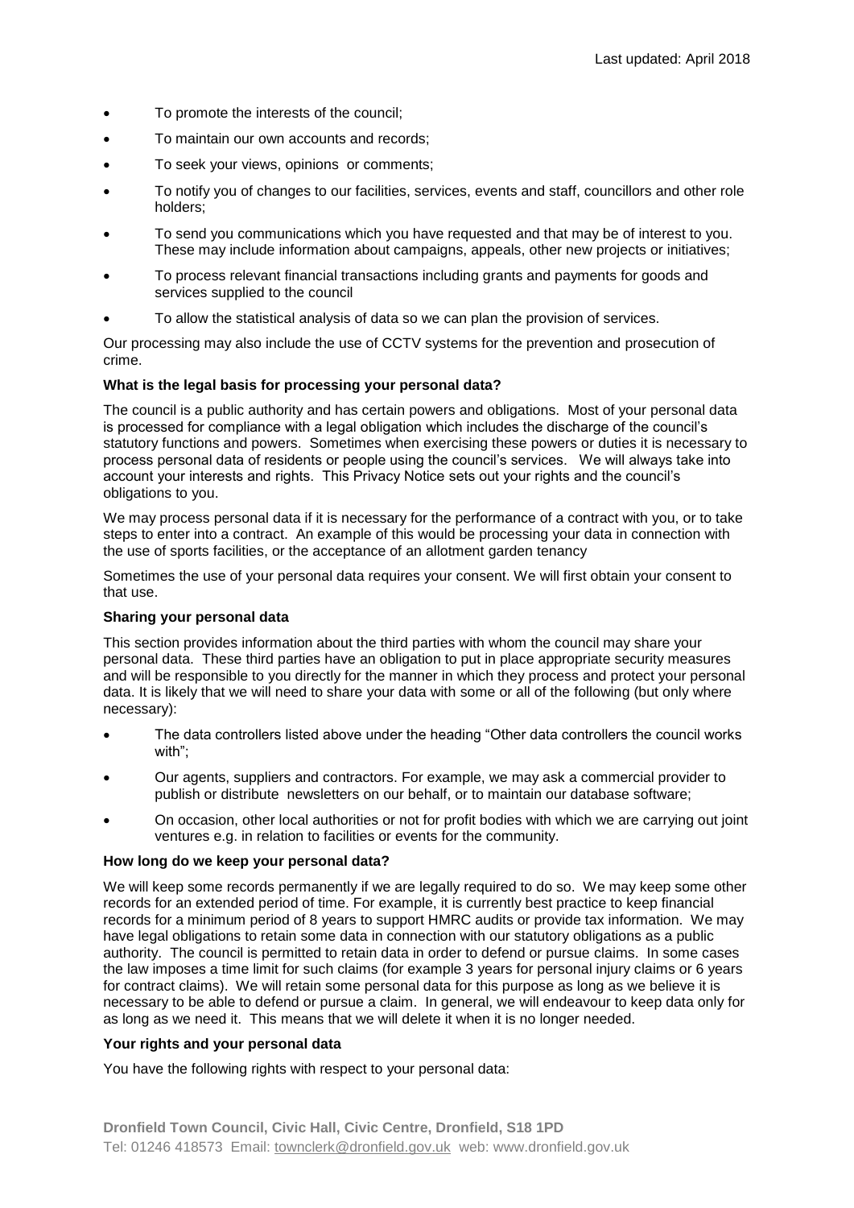- To promote the interests of the council;
- To maintain our own accounts and records;
- To seek your views, opinions or comments;
- To notify you of changes to our facilities, services, events and staff, councillors and other role holders;
- To send you communications which you have requested and that may be of interest to you. These may include information about campaigns, appeals, other new projects or initiatives;
- To process relevant financial transactions including grants and payments for goods and services supplied to the council
- To allow the statistical analysis of data so we can plan the provision of services.

Our processing may also include the use of CCTV systems for the prevention and prosecution of crime.

**What is the legal basis for processing your personal data?**

The council is a public authority and has certain powers and obligations. Most of your personal data is processed for compliance with a legal obligation which includes the discharge of the council's statutory functions and powers. Sometimes when exercising these powers or duties it is necessary to process personal data of residents or people using the council's services. We will always take into account your interests and rights. This Privacy Notice sets out your rights and the council's obligations to you.

We may process personal data if it is necessary for the performance of a contract with you, or to take steps to enter into a contract. An example of this would be processing your data in connection with the use of sports facilities, or the acceptance of an allotment garden tenancy

Sometimes the use of your personal data requires your consent. We will first obtain your consent to that use.

**Sharing your personal data**

This section provides information about the third parties with whom the council may share your personal data. These third parties have an obligation to put in place appropriate security measures and will be responsible to you directly for the manner in which they process and protect your personal data. It is likely that we will need to share your data with some or all of the following (but only where necessary):

- The data controllers listed above under the heading "Other data controllers the council works with";
- Our agents, suppliers and contractors. For example, we may ask a commercial provider to publish or distribute newsletters on our behalf, or to maintain our database software;
- On occasion, other local authorities or not for profit bodies with which we are carrying out joint ventures e.g. in relation to facilities or events for the community.

**How long do we keep your personal data?**

We will keep some records permanently if we are legally required to do so. We may keep some other records for an extended period of time. For example, it is currently best practice to keep financial records for a minimum period of 8 years to support HMRC audits or provide tax information. We may have legal obligations to retain some data in connection with our statutory obligations as a public authority. The council is permitted to retain data in order to defend or pursue claims. In some cases the law imposes a time limit for such claims (for example 3 years for personal injury claims or 6 years for contract claims). We will retain some personal data for this purpose as long as we believe it is necessary to be able to defend or pursue a claim. In general, we will endeavour to keep data only for as long as we need it. This means that we will delete it when it is no longer needed.

**Your rights and your personal data**

You have the following rights with respect to your personal data: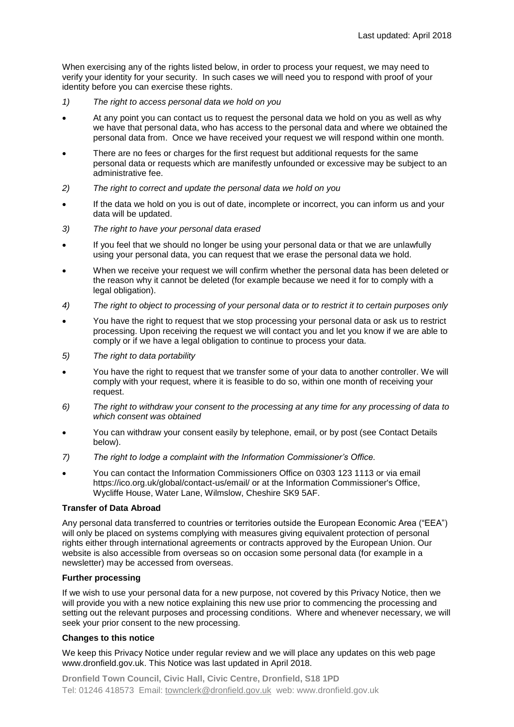When exercising any of the rights listed below, in order to process your request, we may need to verify your identity for your security. In such cases we will need you to respond with proof of your identity before you can exercise these rights.

*1) The right to access personal data we hold on you*

- At any point you can contact us to request the personal data we hold on you as well as why we have that personal data, who has access to the personal data and where we obtained the personal data from. Once we have received your request we will respond within one month.
- There are no fees or charges for the first request but additional requests for the same personal data or requests which are manifestly unfounded or excessive may be subject to an administrative fee.

*2) The right to correct and update the personal data we hold on you*

- If the data we hold on you is out of date, incomplete or incorrect, you can inform us and your data will be updated.

*3) The right to have your personal data erased*

- If you feel that we should no longer be using your personal data or that we are unlawfully using your personal data, you can request that we erase the personal data we hold.
- When we receive your request we will confirm whether the personal data has been deleted or the reason why it cannot be deleted (for example because we need it for to comply with a legal obligation).

*4) The right to object to processing of your personal data or to restrict it to certain purposes only*

- You have the right to request that we stop processing your personal data or ask us to restrict processing. Upon receiving the request we will contact you and let you know if we are able to comply or if we have a legal obligation to continue to process your data.

*5) The right to data portability*

- You have the right to request that we transfer some of your data to another controller. We will comply with your request, where it is feasible to do so, within one month of receiving your request.

*6) The right to withdraw your consent to the processing at any time for any processing of data to which consent was obtained*

- You can withdraw your consent easily by telephone, email, or by post (see Contact Details below).

*7) The right to lodge a complaint with the Information Commissioner's Office.*

- You can contact the Information Commissioners Office on 0303 123 1113 or via email https://ico.org.uk/global/contact-us/email/ or at the Information Commissioner's Office, Wycliffe House, Water Lane, Wilmslow, Cheshire SK9 5AF.

**Transfer of Data Abroad**

Any personal data transferred to countries or territories outside the European Economic Area ("EEA") will only be placed on systems complying with measures giving equivalent protection of personal rights either through international agreements or contracts approved by the European Union. Our website is also accessible from overseas so on occasion some personal data (for example in a newsletter) may be accessed from overseas.

**Further processing**

If we wish to use your personal data for a new purpose, not covered by this Privacy Notice, then we will provide you with a new notice explaining this new use prior to commencing the processing and setting out the relevant purposes and processing conditions. Where and whenever necessary, we will seek your prior consent to the new processing.

**Changes to this notice**

We keep this Privacy Notice under regular review and we will place any updates on this web page www.dronfield.gov.uk. This Notice was last updated in April 2018.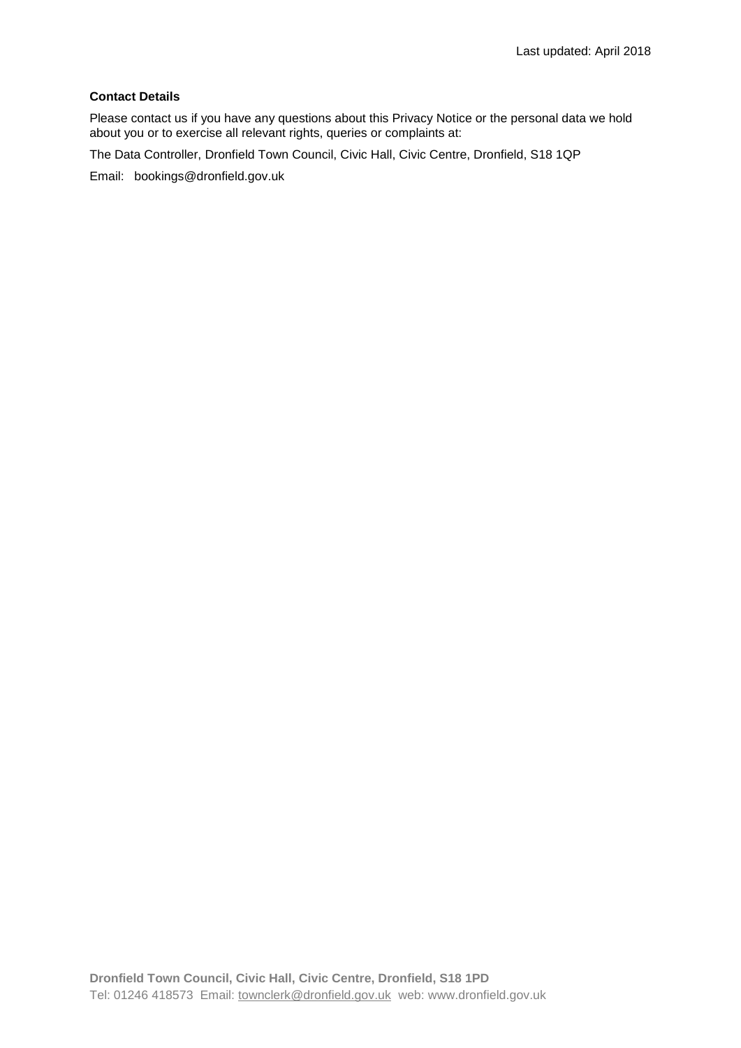Last updated: April 2018

**Contact Details**

Please contact us if you have any questions about this Privacy Notice or the personal data we hold about you or to exercise all relevant rights, queries or complaints at:

The Data Controller, Dronfield Town Council, Civic Hall, Civic Centre, Dronfield, S18 1QP

Email: bookings@dronfield.gov.uk